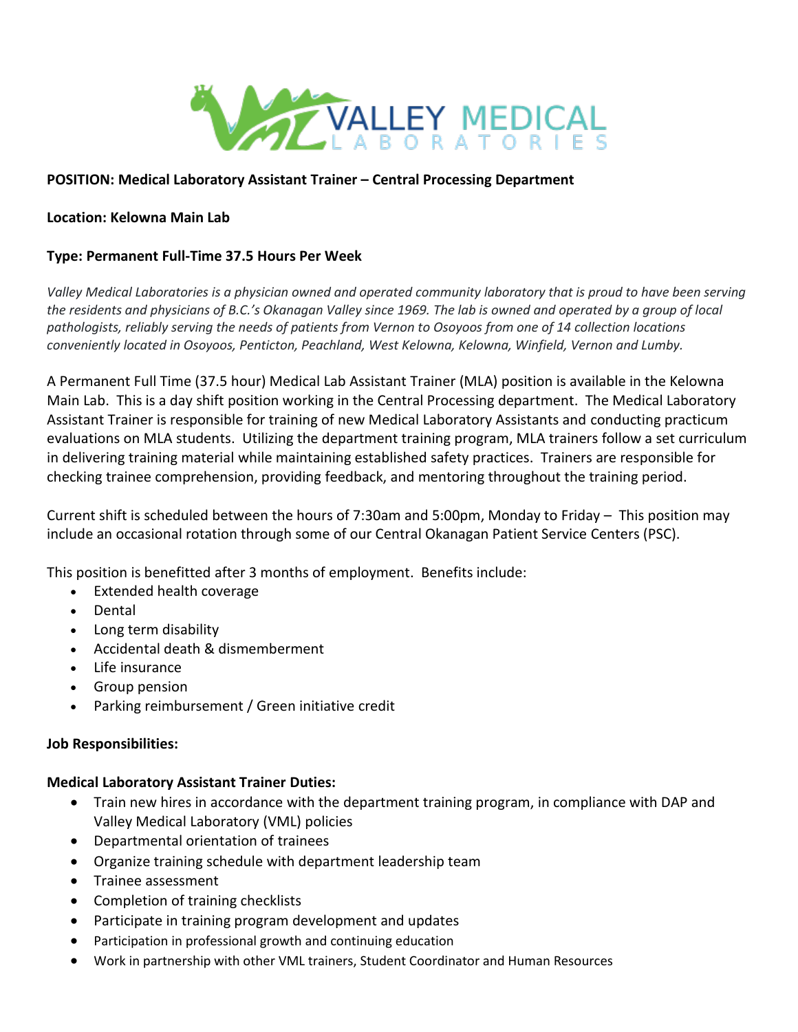VALLEY MEDICAL LABORATORIES

**POSITION: Medical Laboratory Assistant Trainer – Central Processing Department**

**Location: Kelowna Main Lab**

**Type: Permanent Full-Time 37.5 Hours Per Week**

*Valley Medical Laboratories is a physician owned and operated community laboratory that is proud to have been serving the residents and physicians of B.C.'s Okanagan Valley since 1969. The lab is owned and operated by a group of local pathologists, reliably serving the needs of patients from Vernon to Osoyoos from one of 14 collection locations conveniently located in Osoyoos, Penticton, Peachland, West Kelowna, Kelowna, Winfield, Vernon and Lumby.*

A Permanent Full Time (37.5 hour) Medical Lab Assistant Trainer (MLA) position is available in the Kelowna Main Lab. This is a day shift position working in the Central Processing department. The Medical Laboratory Assistant Trainer is responsible for training of new Medical Laboratory Assistants and conducting practicum evaluations on MLA students. Utilizing the department training program, MLA trainers follow a set curriculum in delivering training material while maintaining established safety practices. Trainers are responsible for checking trainee comprehension, providing feedback, and mentoring throughout the training period.

Current shift is scheduled between the hours of 7:30am and 5:00pm, Monday to Friday – This position may include an occasional rotation through some of our Central Okanagan Patient Service Centers (PSC).

This position is benefitted after 3 months of employment. Benefits include:

- Extended health coverage
- Dental
- Long term disability
- Accidental death & dismemberment
- Life insurance
- Group pension
- Parking reimbursement / Green initiative credit

**Job Responsibilities:**

**Medical Laboratory Assistant Trainer Duties:**

- Train new hires in accordance with the department training program, in compliance with DAP and Valley Medical Laboratory (VML) policies
- Departmental orientation of trainees
- Organize training schedule with department leadership team
- Trainee assessment
- Completion of training checklists
- Participate in training program development and updates
- Participation in professional growth and continuing education
- Work in partnership with other VML trainers, Student Coordinator and Human Resources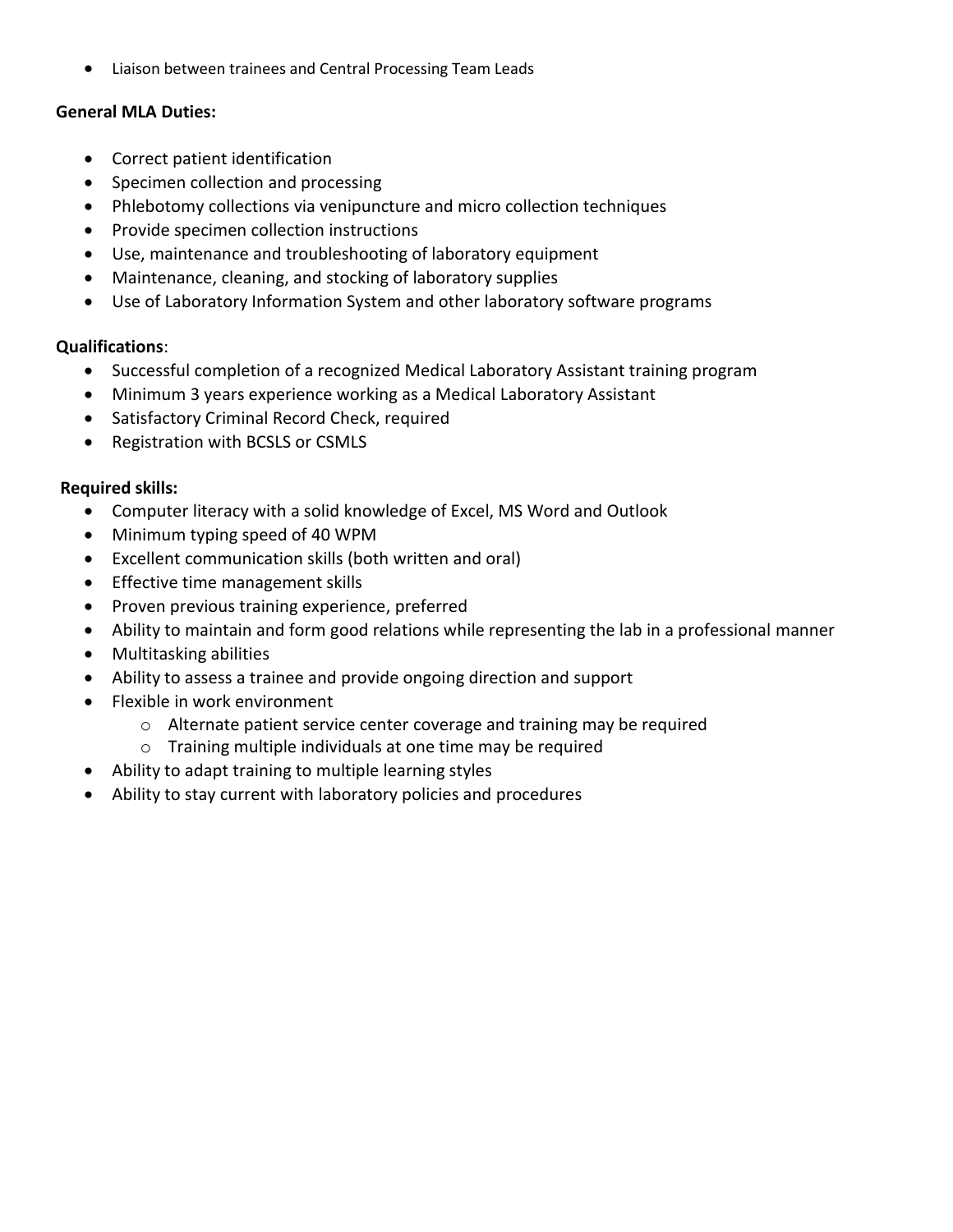- Liaison between trainees and Central Processing Team Leads

**General MLA Duties:**

- Correct patient identification
- Specimen collection and processing
- Phlebotomy collections via venipuncture and micro collection techniques
- Provide specimen collection instructions
- Use, maintenance and troubleshooting of laboratory equipment
- Maintenance, cleaning, and stocking of laboratory supplies
- Use of Laboratory Information System and other laboratory software programs

**Qualifications**:

- Successful completion of a recognized Medical Laboratory Assistant training program
- Minimum 3 years experience working as a Medical Laboratory Assistant
- Satisfactory Criminal Record Check, required
- Registration with BCSLS or CSMLS

**Required skills:**

- Computer literacy with a solid knowledge of Excel, MS Word and Outlook
- Minimum typing speed of 40 WPM
- Excellent communication skills (both written and oral)
- Effective time management skills
- Proven previous training experience, preferred
- Ability to maintain and form good relations while representing the lab in a professional manner
- Multitasking abilities
- Ability to assess a trainee and provide ongoing direction and support
- Flexible in work environment
  - Alternate patient service center coverage and training may be required
  - Training multiple individuals at one time may be required
- Ability to adapt training to multiple learning styles
- Ability to stay current with laboratory policies and procedures